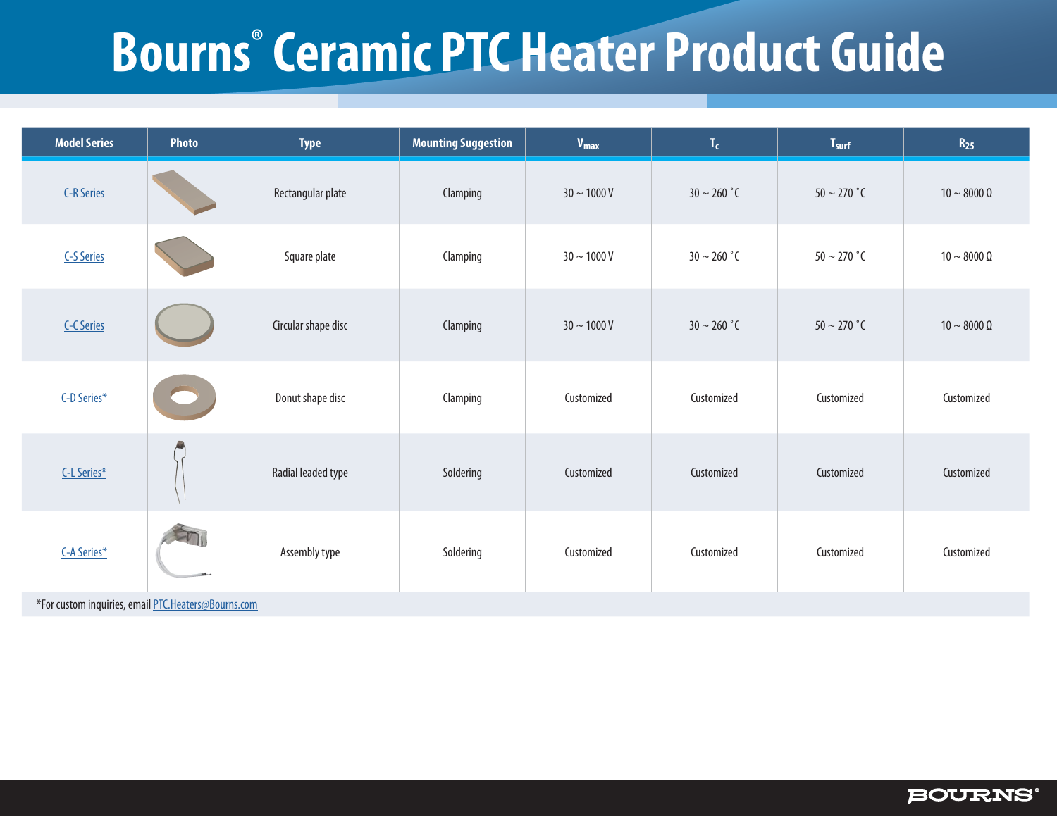# Bourns® Ceramic PTC Heater Product Guide

| Model Series | Photo | Type | Mounting Suggestion | $V_{max}$ | $T_c$ | $T_{surf}$ | $R_{25}$ |
|---|---|---|---|---|---|---|---|
| C-R Series | | Rectangular plate | Clamping | 30 ~ 1000 V | 30 ~ 260 ˚C | 50 ~ 270 ˚C | 10 ~ 8000 Ω |
| C-S Series | | Square plate | Clamping | 30 ~ 1000 V | 30 ~ 260 ˚C | 50 ~ 270 ˚C | 10 ~ 8000 Ω |
| C-C Series | | Circular shape disc | Clamping | 30 ~ 1000 V | 30 ~ 260 ˚C | 50 ~ 270 ˚C | 10 ~ 8000 Ω |
| C-D Series* | | Donut shape disc | Clamping | Customized | Customized | Customized | Customized |
| C-L Series* | | Radial leaded type | Soldering | Customized | Customized | Customized | Customized |
| C-A Series* | | Assembly type | Soldering | Customized | Customized | Customized | Customized |

*For custom inquiries, email PTC.Heaters@Bourns.com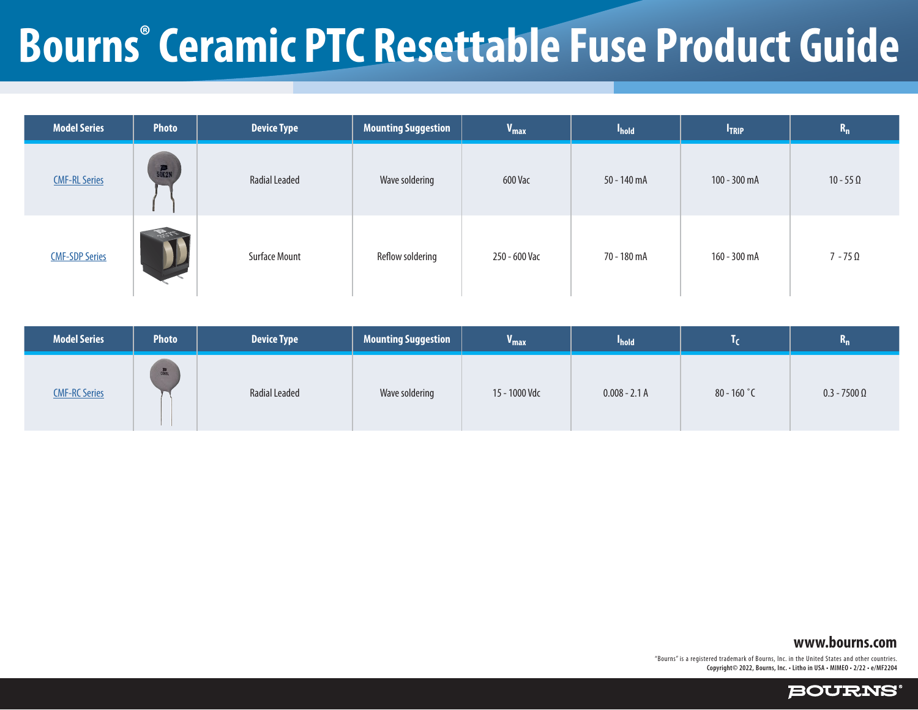# Bourns® Ceramic PTC Resettable Fuse Product Guide

| Model Series | Photo | Device Type | Mounting Suggestion | $V_{max}$ | $I_{hold}$ | $I_{TRIP}$ | $R_n$ |
|---|---|---|---|---|---|---|---|
| CMF-RL Series | | Radial Leaded | Wave soldering | 600 Vac | 50 - 140 mA | 100 - 300 mA | 10 - 55 Ω |
| CMF-SDP Series | | Surface Mount | Reflow soldering | 250 - 600 Vac | 70 - 180 mA | 160 - 300 mA | 7 - 75 Ω |

| Model Series | Photo | Device Type | Mounting Suggestion | $V_{max}$ | $I_{hold}$ | $T_C$ | $R_n$ |
|---|---|---|---|---|---|---|---|
| CMF-RC Series | | Radial Leaded | Wave soldering | 15 - 1000 Vdc | 0.008 - 2.1 A | 80 - 160 °C | 0.3 - 7500 Ω |

**www.bourns.com**

"Bourns" is a registered trademark of Bourns, Inc. in the United States and other countries.
**Copyright© 2022, Bourns, Inc. • Litho in USA • MIMEO • 2/22 • e/MF2204**